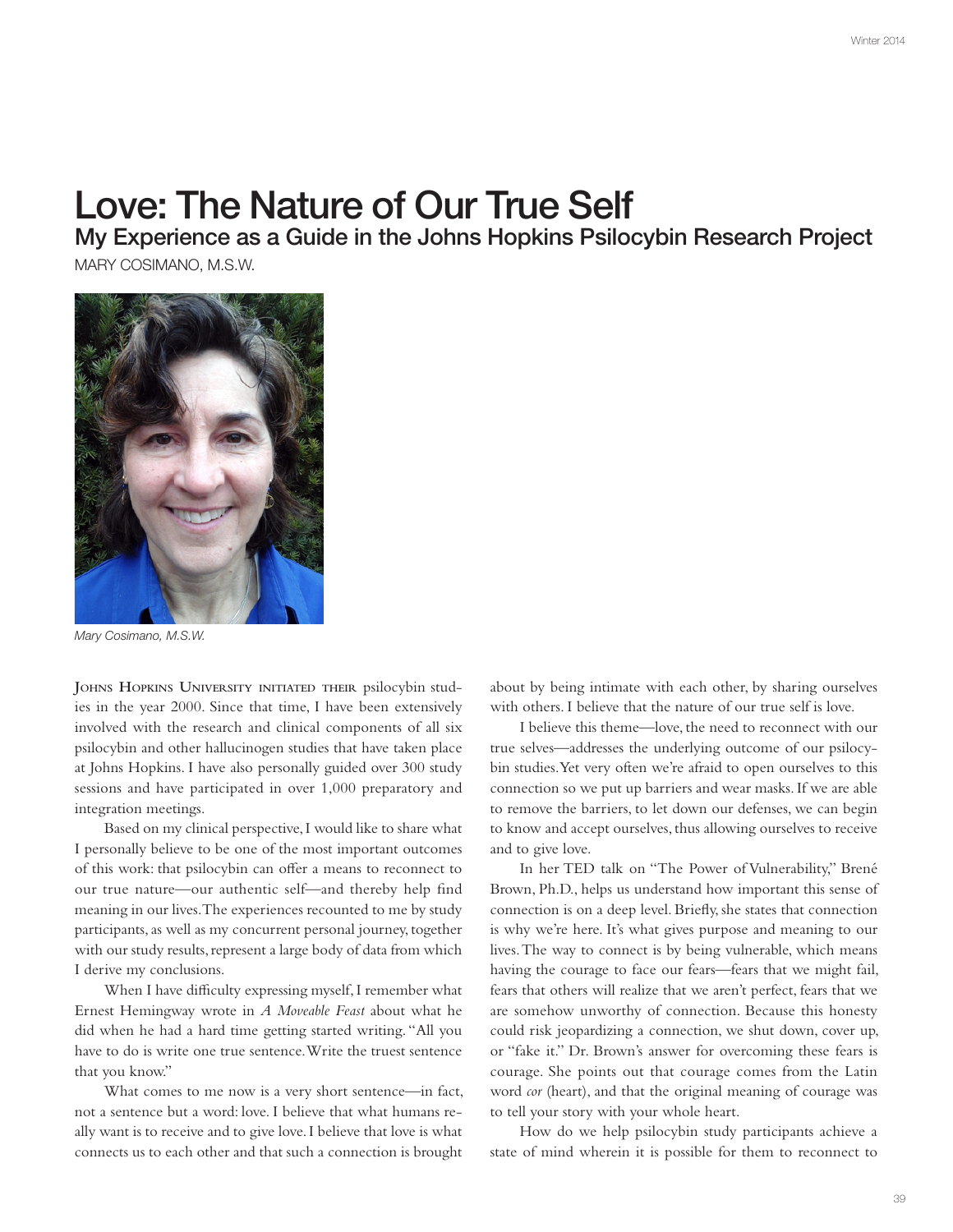# Love: The Nature of Our True Self

## My Experience as a Guide in the Johns Hopkins Psilocybin Research Project

MARY COSIMANO, M.S.W.

*Mary Cosimano, M.S.W.*

Johns Hopkins University initiated their psilocybin studies in the year 2000. Since that time, I have been extensively involved with the research and clinical components of all six psilocybin and other hallucinogen studies that have taken place at Johns Hopkins. I have also personally guided over 300 study sessions and have participated in over 1,000 preparatory and integration meetings.

Based on my clinical perspective, I would like to share what I personally believe to be one of the most important outcomes of this work: that psilocybin can offer a means to reconnect to our true nature—our authentic self—and thereby help find meaning in our lives. The experiences recounted to me by study participants, as well as my concurrent personal journey, together with our study results, represent a large body of data from which I derive my conclusions.

When I have difficulty expressing myself, I remember what Ernest Hemingway wrote in *A Moveable Feast* about what he did when he had a hard time getting started writing. "All you have to do is write one true sentence. Write the truest sentence that you know."

What comes to me now is a very short sentence—in fact, not a sentence but a word: love. I believe that what humans really want is to receive and to give love. I believe that love is what connects us to each other and that such a connection is brought about by being intimate with each other, by sharing ourselves with others. I believe that the nature of our true self is love.

I believe this theme—love, the need to reconnect with our true selves—addresses the underlying outcome of our psilocybin studies. Yet very often we're afraid to open ourselves to this connection so we put up barriers and wear masks. If we are able to remove the barriers, to let down our defenses, we can begin to know and accept ourselves, thus allowing ourselves to receive and to give love.

In her TED talk on "The Power of Vulnerability," Brené Brown, Ph.D., helps us understand how important this sense of connection is on a deep level. Briefly, she states that connection is why we're here. It's what gives purpose and meaning to our lives. The way to connect is by being vulnerable, which means having the courage to face our fears—fears that we might fail, fears that others will realize that we aren't perfect, fears that we are somehow unworthy of connection. Because this honesty could risk jeopardizing a connection, we shut down, cover up, or "fake it." Dr. Brown's answer for overcoming these fears is courage. She points out that courage comes from the Latin word *cor* (heart), and that the original meaning of courage was to tell your story with your whole heart.

How do we help psilocybin study participants achieve a state of mind wherein it is possible for them to reconnect to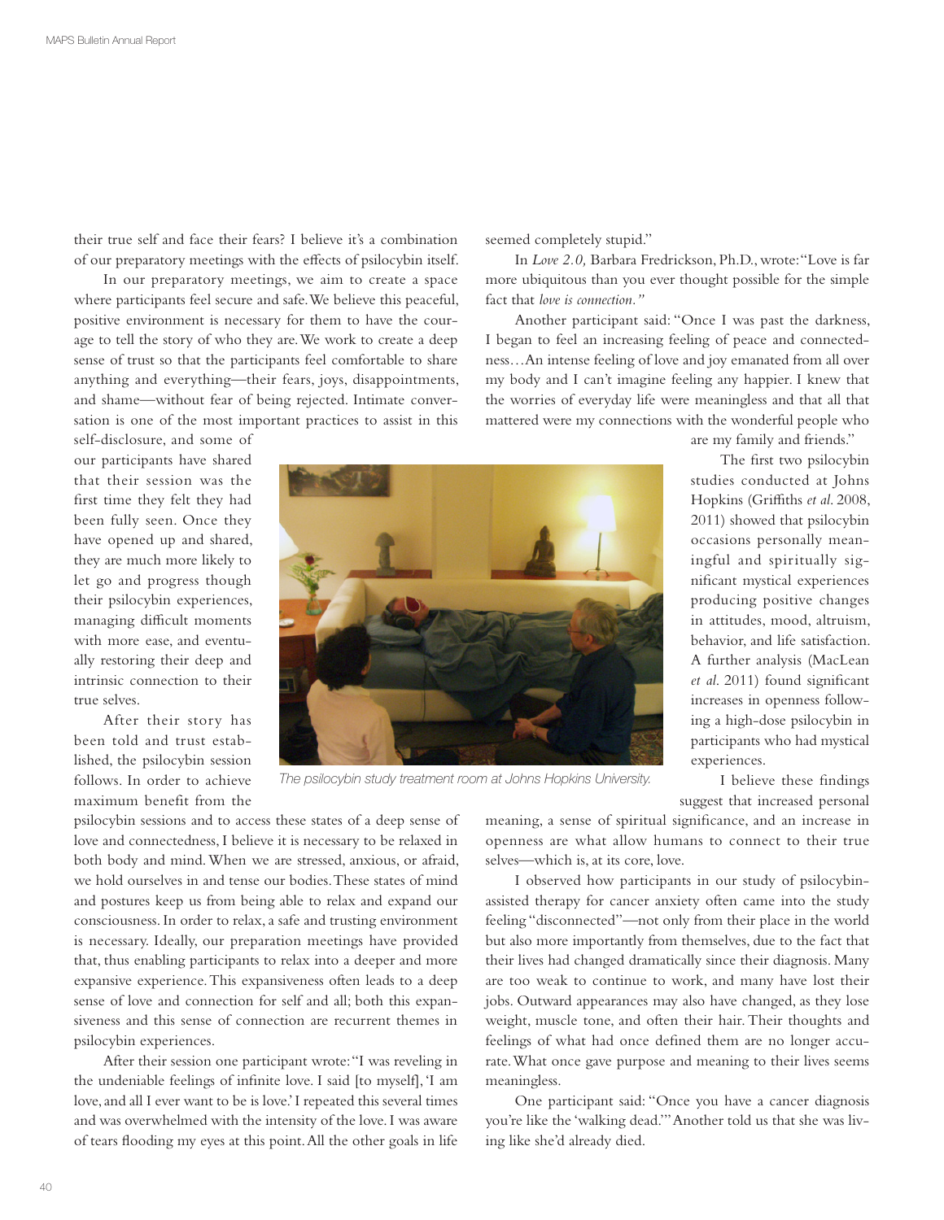their true self and face their fears? I believe it's a combination of our preparatory meetings with the effects of psilocybin itself.

In our preparatory meetings, we aim to create a space where participants feel secure and safe. We believe this peaceful, positive environment is necessary for them to have the courage to tell the story of who they are. We work to create a deep sense of trust so that the participants feel comfortable to share anything and everything—their fears, joys, disappointments, and shame—without fear of being rejected. Intimate conversation is one of the most important practices to assist in this self-disclosure, and some of our participants have shared that their session was the first time they felt they had been fully seen. Once they have opened up and shared, they are much more likely to let go and progress though their psilocybin experiences, managing difficult moments with more ease, and eventually restoring their deep and intrinsic connection to their true selves.

After their story has been told and trust established, the psilocybin session follows. In order to achieve maximum benefit from the psilocybin sessions and to access these states of a deep sense of love and connectedness, I believe it is necessary to be relaxed in both body and mind. When we are stressed, anxious, or afraid, we hold ourselves in and tense our bodies. These states of mind and postures keep us from being able to relax and expand our consciousness. In order to relax, a safe and trusting environment is necessary. Ideally, our preparation meetings have provided that, thus enabling participants to relax into a deeper and more expansive experience. This expansiveness often leads to a deep sense of love and connection for self and all; both this expansiveness and this sense of connection are recurrent themes in psilocybin experiences.

*The psilocybin study treatment room at Johns Hopkins University.*

After their session one participant wrote: "I was reveling in the undeniable feelings of infinite love. I said [to myself], 'I am love, and all I ever want to be is love.' I repeated this several times and was overwhelmed with the intensity of the love. I was aware of tears flooding my eyes at this point. All the other goals in life seemed completely stupid."

In *Love 2.0,* Barbara Fredrickson, Ph.D., wrote: "Love is far more ubiquitous than you ever thought possible for the simple fact that *love is connection."*

Another participant said: "Once I was past the darkness, I began to feel an increasing feeling of peace and connectedness…An intense feeling of love and joy emanated from all over my body and I can't imagine feeling any happier. I knew that the worries of everyday life were meaningless and that all that mattered were my connections with the wonderful people who are my family and friends."

The first two psilocybin studies conducted at Johns Hopkins (Griffiths *et al.* 2008, 2011) showed that psilocybin occasions personally meaningful and spiritually significant mystical experiences producing positive changes in attitudes, mood, altruism, behavior, and life satisfaction. A further analysis (MacLean *et al.* 2011) found significant increases in openness following a high-dose psilocybin in participants who had mystical experiences.

I believe these findings suggest that increased personal meaning, a sense of spiritual significance, and an increase in openness are what allow humans to connect to their true selves—which is, at its core, love.

I observed how participants in our study of psilocybin-assisted therapy for cancer anxiety often came into the study feeling "disconnected"—not only from their place in the world but also more importantly from themselves, due to the fact that their lives had changed dramatically since their diagnosis. Many are too weak to continue to work, and many have lost their jobs. Outward appearances may also have changed, as they lose weight, muscle tone, and often their hair. Their thoughts and feelings of what had once defined them are no longer accurate. What once gave purpose and meaning to their lives seems meaningless.

One participant said: "Once you have a cancer diagnosis you're like the 'walking dead.'" Another told us that she was living like she'd already died.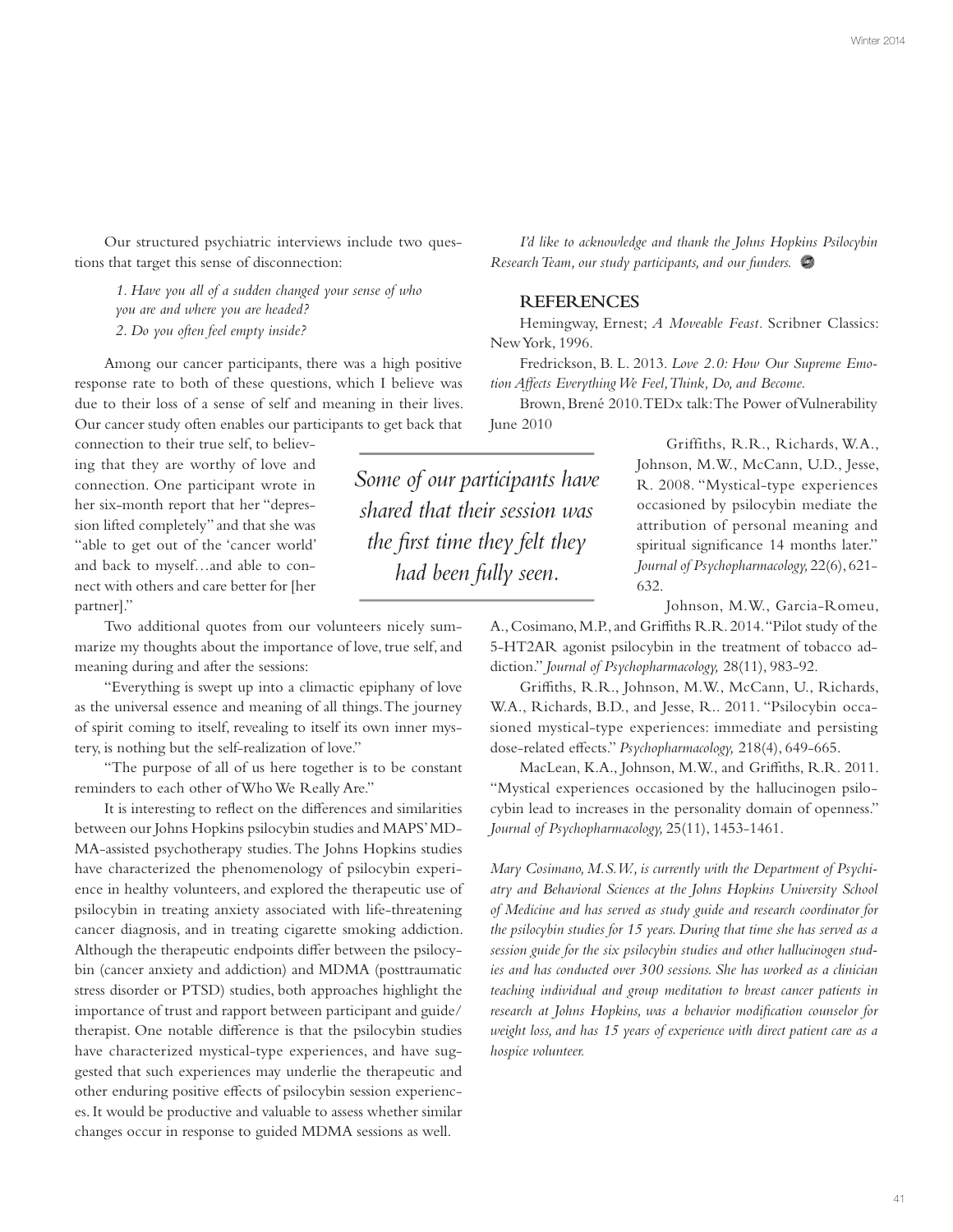Our structured psychiatric interviews include two questions that target this sense of disconnection:

> *1. Have you all of a sudden changed your sense of who you are and where you are headed?*
> *2. Do you often feel empty inside?*

Among our cancer participants, there was a high positive response rate to both of these questions, which I believe was due to their loss of a sense of self and meaning in their lives. Our cancer study often enables our participants to get back that connection to their true self, to believing that they are worthy of love and connection. One participant wrote in her six-month report that her "depression lifted completely" and that she was "able to get out of the 'cancer world' and back to myself…and able to connect with others and care better for [her partner]."

*Some of our participants have shared that their session was the first time they felt they had been fully seen.*

Two additional quotes from our volunteers nicely summarize my thoughts about the importance of love, true self, and meaning during and after the sessions:

"Everything is swept up into a climactic epiphany of love as the universal essence and meaning of all things. The journey of spirit coming to itself, revealing to itself its own inner mystery, is nothing but the self-realization of love."

"The purpose of all of us here together is to be constant reminders to each other of Who We Really Are."

It is interesting to reflect on the differences and similarities between our Johns Hopkins psilocybin studies and MAPS' MDMA-assisted psychotherapy studies. The Johns Hopkins studies have characterized the phenomenology of psilocybin experience in healthy volunteers, and explored the therapeutic use of psilocybin in treating anxiety associated with life-threatening cancer diagnosis, and in treating cigarette smoking addiction. Although the therapeutic endpoints differ between the psilocybin (cancer anxiety and addiction) and MDMA (posttraumatic stress disorder or PTSD) studies, both approaches highlight the importance of trust and rapport between participant and guide/therapist. One notable difference is that the psilocybin studies have characterized mystical-type experiences, and have suggested that such experiences may underlie the therapeutic and other enduring positive effects of psilocybin session experiences. It would be productive and valuable to assess whether similar changes occur in response to guided MDMA sessions as well.

*I'd like to acknowledge and thank the Johns Hopkins Psilocybin Research Team, our study participants, and our funders.*

## REFERENCES

Hemingway, Ernest; *A Moveable Feast*. Scribner Classics: New York, 1996.

Fredrickson, B. L. 2013. *Love 2.0: How Our Supreme Emotion Affects Everything We Feel, Think, Do, and Become.*

Brown, Brené 2010. TEDx talk: The Power of Vulnerability June 2010

Griffiths, R.R., Richards, W.A., Johnson, M.W., McCann, U.D., Jesse, R. 2008. "Mystical-type experiences occasioned by psilocybin mediate the attribution of personal meaning and spiritual significance 14 months later." *Journal of Psychopharmacology,* 22(6), 621-632.

Johnson, M.W., Garcia-Romeu, A., Cosimano, M.P., and Griffiths R.R. 2014. "Pilot study of the 5-HT2AR agonist psilocybin in the treatment of tobacco addiction." *Journal of Psychopharmacology,* 28(11), 983-92.

Griffiths, R.R., Johnson, M.W., McCann, U., Richards, W.A., Richards, B.D., and Jesse, R.. 2011. "Psilocybin occasioned mystical-type experiences: immediate and persisting dose-related effects." *Psychopharmacology,* 218(4), 649-665.

MacLean, K.A., Johnson, M.W., and Griffiths, R.R. 2011. "Mystical experiences occasioned by the hallucinogen psilocybin lead to increases in the personality domain of openness." *Journal of Psychopharmacology,* 25(11), 1453-1461.

*Mary Cosimano, M.S.W., is currently with the Department of Psychiatry and Behavioral Sciences at the Johns Hopkins University School of Medicine and has served as study guide and research coordinator for the psilocybin studies for 15 years. During that time she has served as a session guide for the six psilocybin studies and other hallucinogen studies and has conducted over 300 sessions. She has worked as a clinician teaching individual and group meditation to breast cancer patients in research at Johns Hopkins, was a behavior modification counselor for weight loss, and has 15 years of experience with direct patient care as a hospice volunteer.*